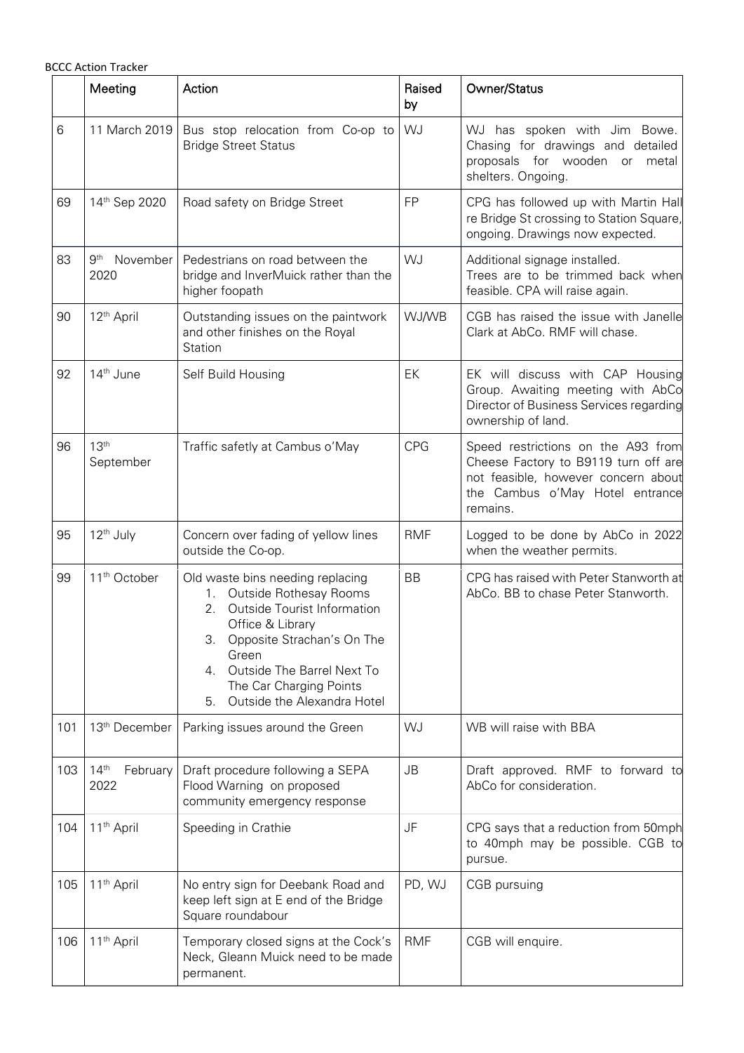BCCC Action Tracker

| | Meeting | Action | Raised by | Owner/Status |
|---|---|---|---|---|
| 6 | 11 March 2019 | Bus stop relocation from Co-op to Bridge Street Status | WJ | WJ has spoken with Jim Bowe. Chasing for drawings and detailed proposals for wooden or metal shelters. Ongoing. |
| 69 | 14th Sep 2020 | Road safety on Bridge Street | FP | CPG has followed up with Martin Hall re Bridge St crossing to Station Square, ongoing. Drawings now expected. |
| 83 | 9th November 2020 | Pedestrians on road between the bridge and InverMuick rather than the higher foopath | WJ | Additional signage installed. Trees are to be trimmed back when feasible. CPA will raise again. |
| 90 | 12th April | Outstanding issues on the paintwork and other finishes on the Royal Station | WJ/WB | CGB has raised the issue with Janelle Clark at AbCo. RMF will chase. |
| 92 | 14th June | Self Build Housing | EK | EK will discuss with CAP Housing Group. Awaiting meeting with AbCo Director of Business Services regarding ownership of land. |
| 96 | 13th September | Traffic safetly at Cambus o'May | CPG | Speed restrictions on the A93 from Cheese Factory to B9119 turn off are not feasible, however concern about the Cambus o'May Hotel entrance remains. |
| 95 | 12th July | Concern over fading of yellow lines outside the Co-op. | RMF | Logged to be done by AbCo in 2022 when the weather permits. |
| 99 | 11th October | Old waste bins needing replacing<br>1. Outside Rothesay Rooms<br>2. Outside Tourist Information Office & Library<br>3. Opposite Strachan's On The Green<br>4. Outside The Barrel Next To The Car Charging Points<br>5. Outside the Alexandra Hotel | BB | CPG has raised with Peter Stanworth at AbCo. BB to chase Peter Stanworth. |
| 101 | 13th December | Parking issues around the Green | WJ | WB will raise with BBA |
| 103 | 14th February 2022 | Draft procedure following a SEPA Flood Warning on proposed community emergency response | JB | Draft approved. RMF to forward to AbCo for consideration. |
| 104 | 11th April | Speeding in Crathie | JF | CPG says that a reduction from 50mph to 40mph may be possible. CGB to pursue. |
| 105 | 11th April | No entry sign for Deebank Road and keep left sign at E end of the Bridge Square roundabour | PD, WJ | CGB pursuing |
| 106 | 11th April | Temporary closed signs at the Cock's Neck, Gleann Muick need to be made permanent. | RMF | CGB will enquire. |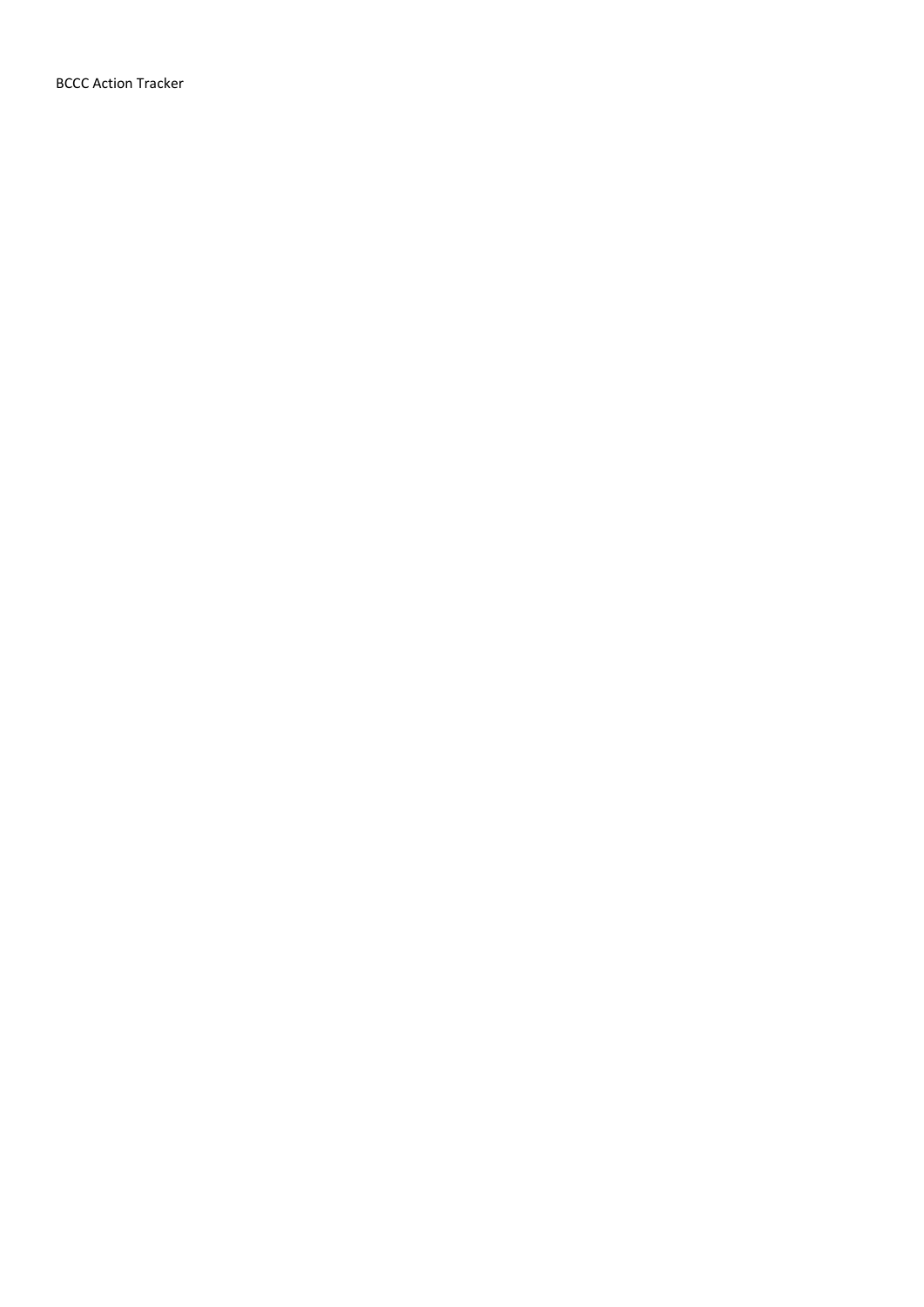BCCC Action Tracker